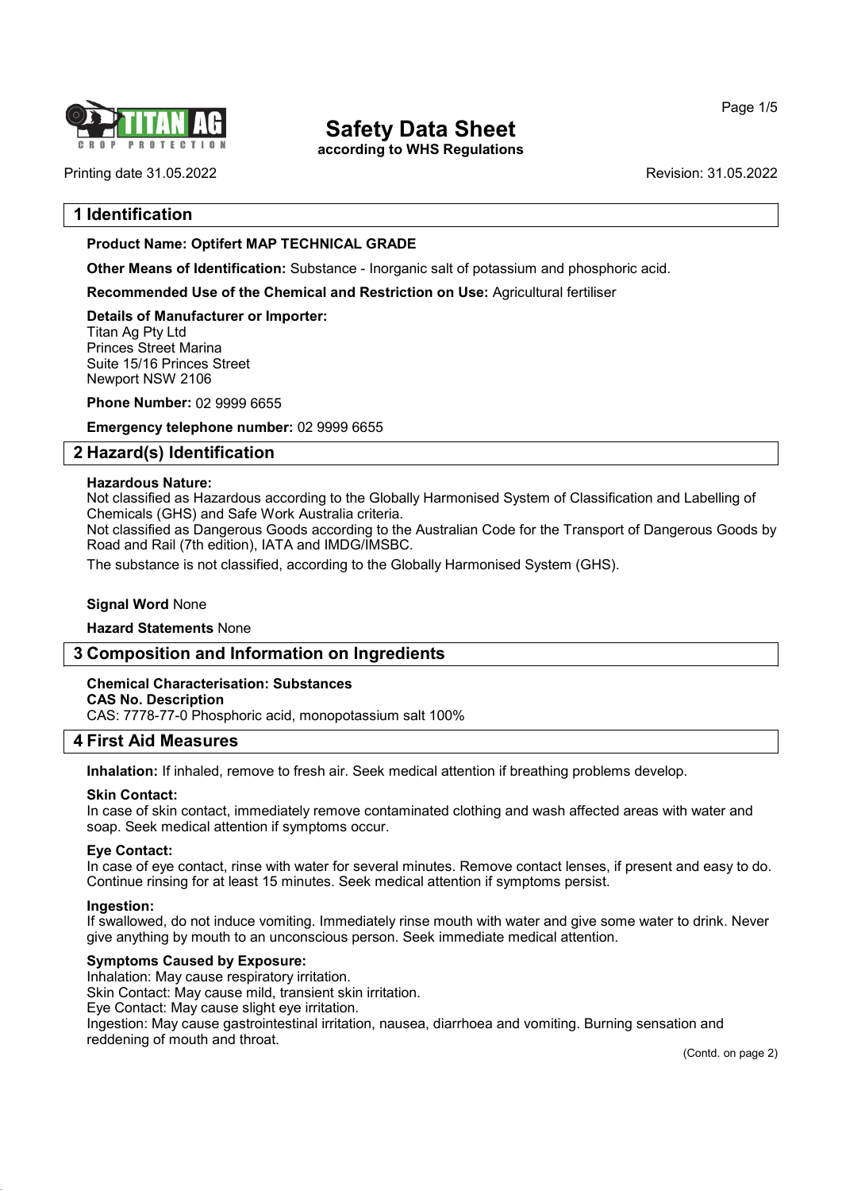# Safety Data Sheet

**according to WHS Regulations**

Printing date 31.05.2022 Revision: 31.05.2022

## 1 Identification

**Product Name: Optifert MAP TECHNICAL GRADE**

**Other Means of Identification:** Substance - Inorganic salt of potassium and phosphoric acid.

**Recommended Use of the Chemical and Restriction on Use:** Agricultural fertiliser

**Details of Manufacturer or Importer:**
Titan Ag Pty Ltd
Princes Street Marina
Suite 15/16 Princes Street
Newport NSW 2106

**Phone Number:** 02 9999 6655

**Emergency telephone number:** 02 9999 6655

## 2 Hazard(s) Identification

**Hazardous Nature:**
Not classified as Hazardous according to the Globally Harmonised System of Classification and Labelling of Chemicals (GHS) and Safe Work Australia criteria.
Not classified as Dangerous Goods according to the Australian Code for the Transport of Dangerous Goods by Road and Rail (7th edition), IATA and IMDG/IMSBC.

The substance is not classified, according to the Globally Harmonised System (GHS).

**Signal Word** None

**Hazard Statements** None

## 3 Composition and Information on Ingredients

**Chemical Characterisation: Substances**
**CAS No. Description**
CAS: 7778-77-0 Phosphoric acid, monopotassium salt 100%

## 4 First Aid Measures

**Inhalation:** If inhaled, remove to fresh air. Seek medical attention if breathing problems develop.

**Skin Contact:**
In case of skin contact, immediately remove contaminated clothing and wash affected areas with water and soap. Seek medical attention if symptoms occur.

**Eye Contact:**
In case of eye contact, rinse with water for several minutes. Remove contact lenses, if present and easy to do. Continue rinsing for at least 15 minutes. Seek medical attention if symptoms persist.

**Ingestion:**
If swallowed, do not induce vomiting. Immediately rinse mouth with water and give some water to drink. Never give anything by mouth to an unconscious person. Seek immediate medical attention.

**Symptoms Caused by Exposure:**
Inhalation: May cause respiratory irritation.
Skin Contact: May cause mild, transient skin irritation.
Eye Contact: May cause slight eye irritation.
Ingestion: May cause gastrointestinal irritation, nausea, diarrhoea and vomiting. Burning sensation and reddening of mouth and throat.

(Contd. on page 2)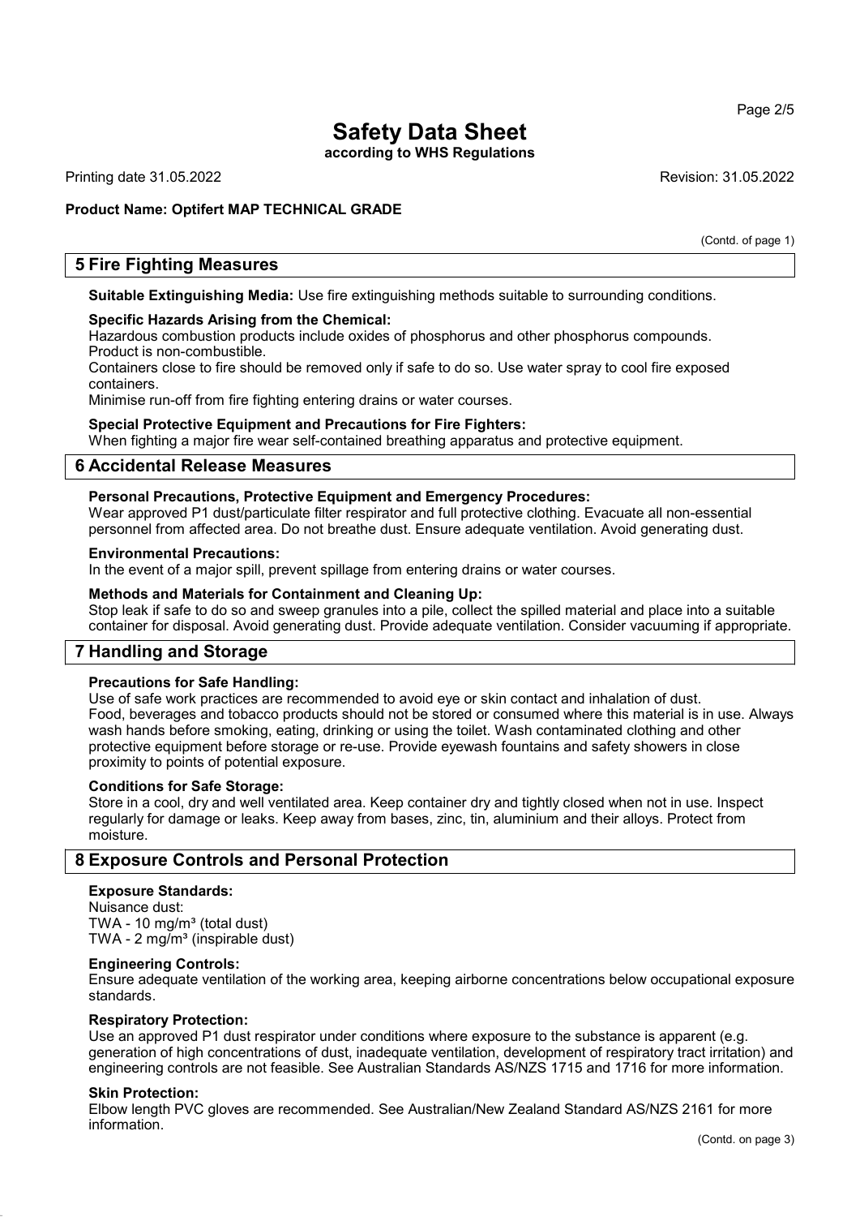(Contd. of page 1)

## 5 Fire Fighting Measures

**Suitable Extinguishing Media:** Use fire extinguishing methods suitable to surrounding conditions.

**Specific Hazards Arising from the Chemical:**
Hazardous combustion products include oxides of phosphorus and other phosphorus compounds.
Product is non-combustible.
Containers close to fire should be removed only if safe to do so. Use water spray to cool fire exposed containers.
Minimise run-off from fire fighting entering drains or water courses.

**Special Protective Equipment and Precautions for Fire Fighters:**
When fighting a major fire wear self-contained breathing apparatus and protective equipment.

## 6 Accidental Release Measures

**Personal Precautions, Protective Equipment and Emergency Procedures:**
Wear approved P1 dust/particulate filter respirator and full protective clothing. Evacuate all non-essential personnel from affected area. Do not breathe dust. Ensure adequate ventilation. Avoid generating dust.

**Environmental Precautions:**
In the event of a major spill, prevent spillage from entering drains or water courses.

**Methods and Materials for Containment and Cleaning Up:**
Stop leak if safe to do so and sweep granules into a pile, collect the spilled material and place into a suitable container for disposal. Avoid generating dust. Provide adequate ventilation. Consider vacuuming if appropriate.

## 7 Handling and Storage

**Precautions for Safe Handling:**
Use of safe work practices are recommended to avoid eye or skin contact and inhalation of dust.
Food, beverages and tobacco products should not be stored or consumed where this material is in use. Always wash hands before smoking, eating, drinking or using the toilet. Wash contaminated clothing and other protective equipment before storage or re-use. Provide eyewash fountains and safety showers in close proximity to points of potential exposure.

**Conditions for Safe Storage:**
Store in a cool, dry and well ventilated area. Keep container dry and tightly closed when not in use. Inspect regularly for damage or leaks. Keep away from bases, zinc, tin, aluminium and their alloys. Protect from moisture.

## 8 Exposure Controls and Personal Protection

**Exposure Standards:**
Nuisance dust:
TWA - 10 mg/m³ (total dust)
TWA - 2 mg/m³ (inspirable dust)

**Engineering Controls:**
Ensure adequate ventilation of the working area, keeping airborne concentrations below occupational exposure standards.

**Respiratory Protection:**
Use an approved P1 dust respirator under conditions where exposure to the substance is apparent (e.g. generation of high concentrations of dust, inadequate ventilation, development of respiratory tract irritation) and engineering controls are not feasible. See Australian Standards AS/NZS 1715 and 1716 for more information.

**Skin Protection:**
Elbow length PVC gloves are recommended. See Australian/New Zealand Standard AS/NZS 2161 for more information.

(Contd. on page 3)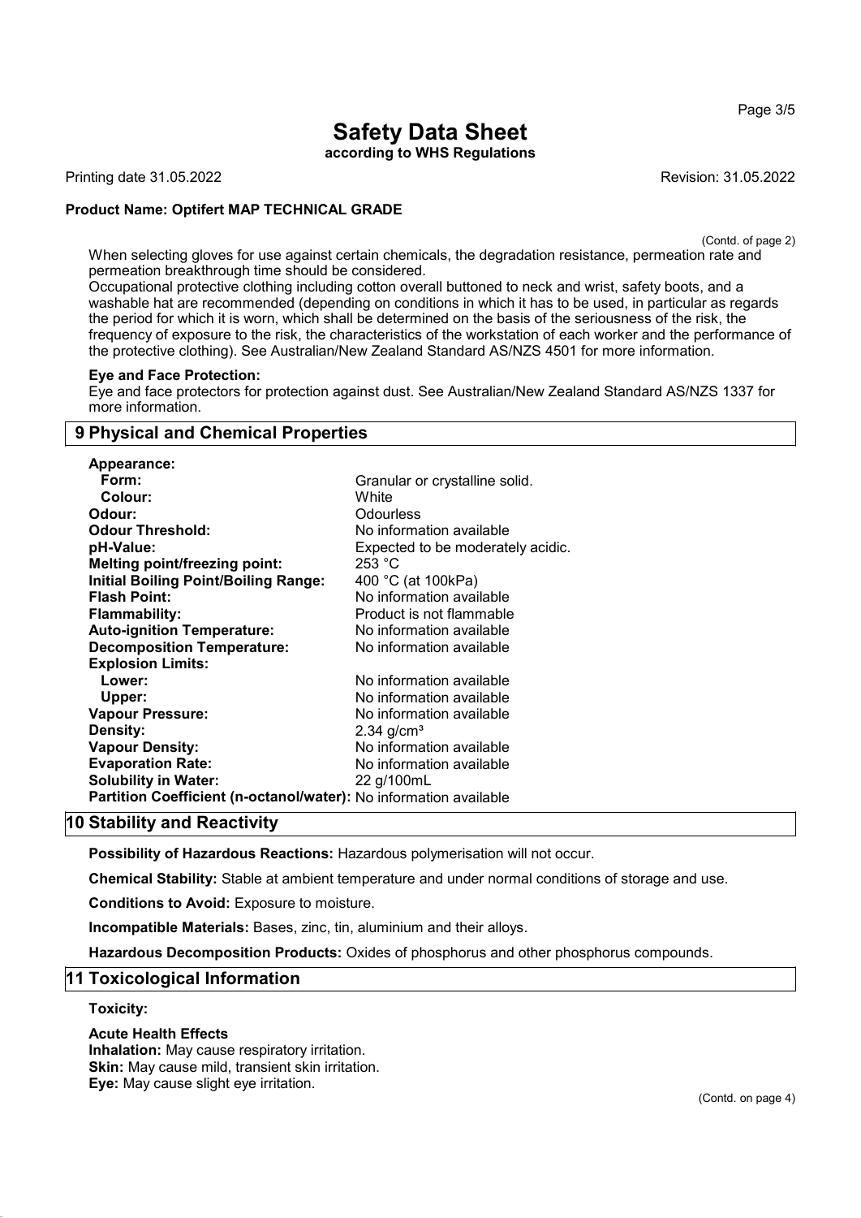(Contd. of page 2)

When selecting gloves for use against certain chemicals, the degradation resistance, permeation rate and permeation breakthrough time should be considered.

Occupational protective clothing including cotton overall buttoned to neck and wrist, safety boots, and a washable hat are recommended (depending on conditions in which it has to be used, in particular as regards the period for which it is worn, which shall be determined on the basis of the seriousness of the risk, the frequency of exposure to the risk, the characteristics of the workstation of each worker and the performance of the protective clothing). See Australian/New Zealand Standard AS/NZS 4501 for more information.

**Eye and Face Protection:**

Eye and face protectors for protection against dust. See Australian/New Zealand Standard AS/NZS 1337 for more information.

## 9 Physical and Chemical Properties

| | |
|---|---|
| **Appearance:** | |
| **Form:** | Granular or crystalline solid. |
| **Colour:** | White |
| **Odour:** | Odourless |
| **Odour Threshold:** | No information available |
| **pH-Value:** | Expected to be moderately acidic. |
| **Melting point/freezing point:** | 253 °C |
| **Initial Boiling Point/Boiling Range:** | 400 °C (at 100kPa) |
| **Flash Point:** | No information available |
| **Flammability:** | Product is not flammable |
| **Auto-ignition Temperature:** | No information available |
| **Decomposition Temperature:** | No information available |
| **Explosion Limits:** | |
| **Lower:** | No information available |
| **Upper:** | No information available |
| **Vapour Pressure:** | No information available |
| **Density:** | 2.34 $g/cm^3$ |
| **Vapour Density:** | No information available |
| **Evaporation Rate:** | No information available |
| **Solubility in Water:** | 22 g/100mL |
| **Partition Coefficient (n-octanol/water):** | No information available |

## 10 Stability and Reactivity

**Possibility of Hazardous Reactions:** Hazardous polymerisation will not occur.

**Chemical Stability:** Stable at ambient temperature and under normal conditions of storage and use.

**Conditions to Avoid:** Exposure to moisture.

**Incompatible Materials:** Bases, zinc, tin, aluminium and their alloys.

**Hazardous Decomposition Products:** Oxides of phosphorus and other phosphorus compounds.

## 11 Toxicological Information

**Toxicity:**

**Acute Health Effects**

**Inhalation:** May cause respiratory irritation.
**Skin:** May cause mild, transient skin irritation.
**Eye:** May cause slight eye irritation.

(Contd. on page 4)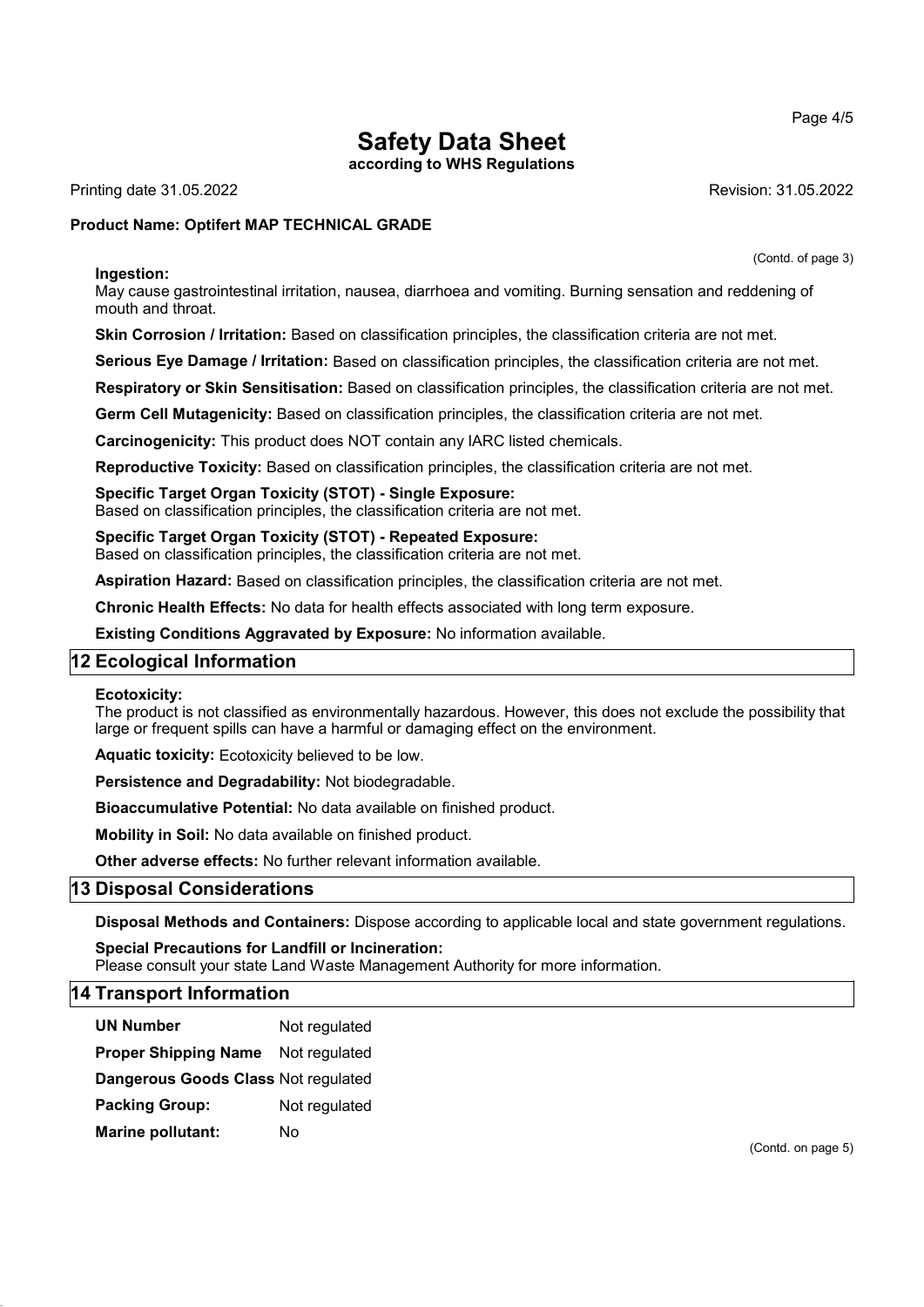(Contd. of page 3)

**Ingestion:**
May cause gastrointestinal irritation, nausea, diarrhoea and vomiting. Burning sensation and reddening of mouth and throat.

**Skin Corrosion / Irritation:** Based on classification principles, the classification criteria are not met.

**Serious Eye Damage / Irritation:** Based on classification principles, the classification criteria are not met.

**Respiratory or Skin Sensitisation:** Based on classification principles, the classification criteria are not met.

**Germ Cell Mutagenicity:** Based on classification principles, the classification criteria are not met.

**Carcinogenicity:** This product does NOT contain any IARC listed chemicals.

**Reproductive Toxicity:** Based on classification principles, the classification criteria are not met.

**Specific Target Organ Toxicity (STOT) - Single Exposure:**
Based on classification principles, the classification criteria are not met.

**Specific Target Organ Toxicity (STOT) - Repeated Exposure:**
Based on classification principles, the classification criteria are not met.

**Aspiration Hazard:** Based on classification principles, the classification criteria are not met.

**Chronic Health Effects:** No data for health effects associated with long term exposure.

**Existing Conditions Aggravated by Exposure:** No information available.

## 12 Ecological Information

**Ecotoxicity:**
The product is not classified as environmentally hazardous. However, this does not exclude the possibility that large or frequent spills can have a harmful or damaging effect on the environment.

**Aquatic toxicity:** Ecotoxicity believed to be low.

**Persistence and Degradability:** Not biodegradable.

**Bioaccumulative Potential:** No data available on finished product.

**Mobility in Soil:** No data available on finished product.

**Other adverse effects:** No further relevant information available.

## 13 Disposal Considerations

**Disposal Methods and Containers:** Dispose according to applicable local and state government regulations.

**Special Precautions for Landfill or Incineration:**
Please consult your state Land Waste Management Authority for more information.

## 14 Transport Information

| | |
|---|---|
| **UN Number** | Not regulated |
| **Proper Shipping Name** | Not regulated |
| **Dangerous Goods Class** | Not regulated |
| **Packing Group:** | Not regulated |
| **Marine pollutant:** | No |

(Contd. on page 5)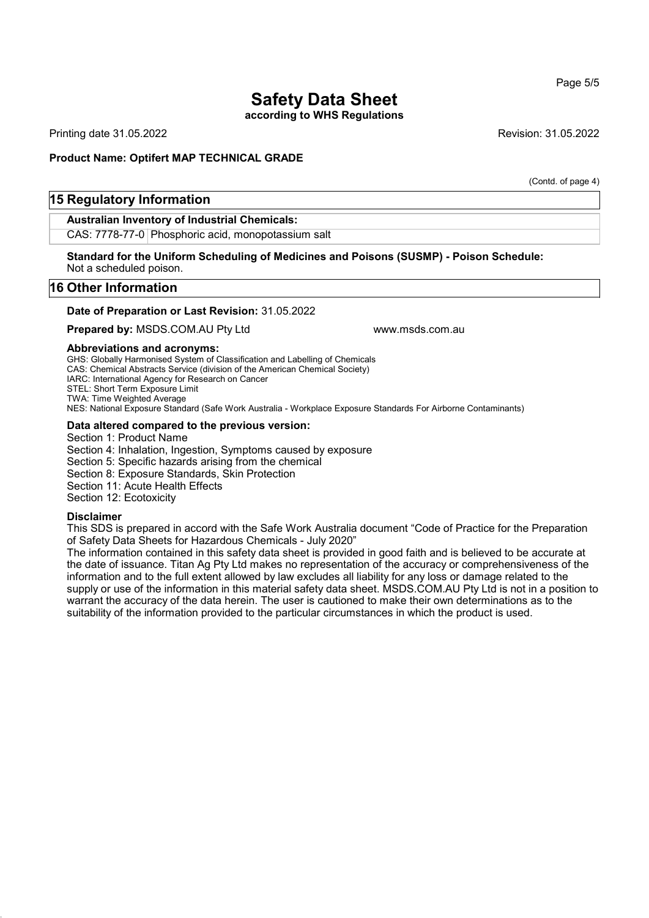# Safety Data Sheet

**according to WHS Regulations**

Printing date 31.05.2022 Revision: 31.05.2022

**Product Name: Optifert MAP TECHNICAL GRADE**

(Contd. of page 4)

## 15 Regulatory Information

**Australian Inventory of Industrial Chemicals:**

| | |
|---|---|
| CAS: 7778-77-0 | Phosphoric acid, monopotassium salt |

**Standard for the Uniform Scheduling of Medicines and Poisons (SUSMP) - Poison Schedule:**
Not a scheduled poison.

## 16 Other Information

**Date of Preparation or Last Revision:** 31.05.2022

**Prepared by:** MSDS.COM.AU Pty Ltd www.msds.com.au

**Abbreviations and acronyms:**

GHS: Globally Harmonised System of Classification and Labelling of Chemicals
CAS: Chemical Abstracts Service (division of the American Chemical Society)
IARC: International Agency for Research on Cancer
STEL: Short Term Exposure Limit
TWA: Time Weighted Average
NES: National Exposure Standard (Safe Work Australia - Workplace Exposure Standards For Airborne Contaminants)

**Data altered compared to the previous version:**

Section 1: Product Name
Section 4: Inhalation, Ingestion, Symptoms caused by exposure
Section 5: Specific hazards arising from the chemical
Section 8: Exposure Standards, Skin Protection
Section 11: Acute Health Effects
Section 12: Ecotoxicity

**Disclaimer**

This SDS is prepared in accord with the Safe Work Australia document "Code of Practice for the Preparation of Safety Data Sheets for Hazardous Chemicals - July 2020"

The information contained in this safety data sheet is provided in good faith and is believed to be accurate at the date of issuance. Titan Ag Pty Ltd makes no representation of the accuracy or comprehensiveness of the information and to the full extent allowed by law excludes all liability for any loss or damage related to the supply or use of the information in this material safety data sheet. MSDS.COM.AU Pty Ltd is not in a position to warrant the accuracy of the data herein. The user is cautioned to make their own determinations as to the suitability of the information provided to the particular circumstances in which the product is used.